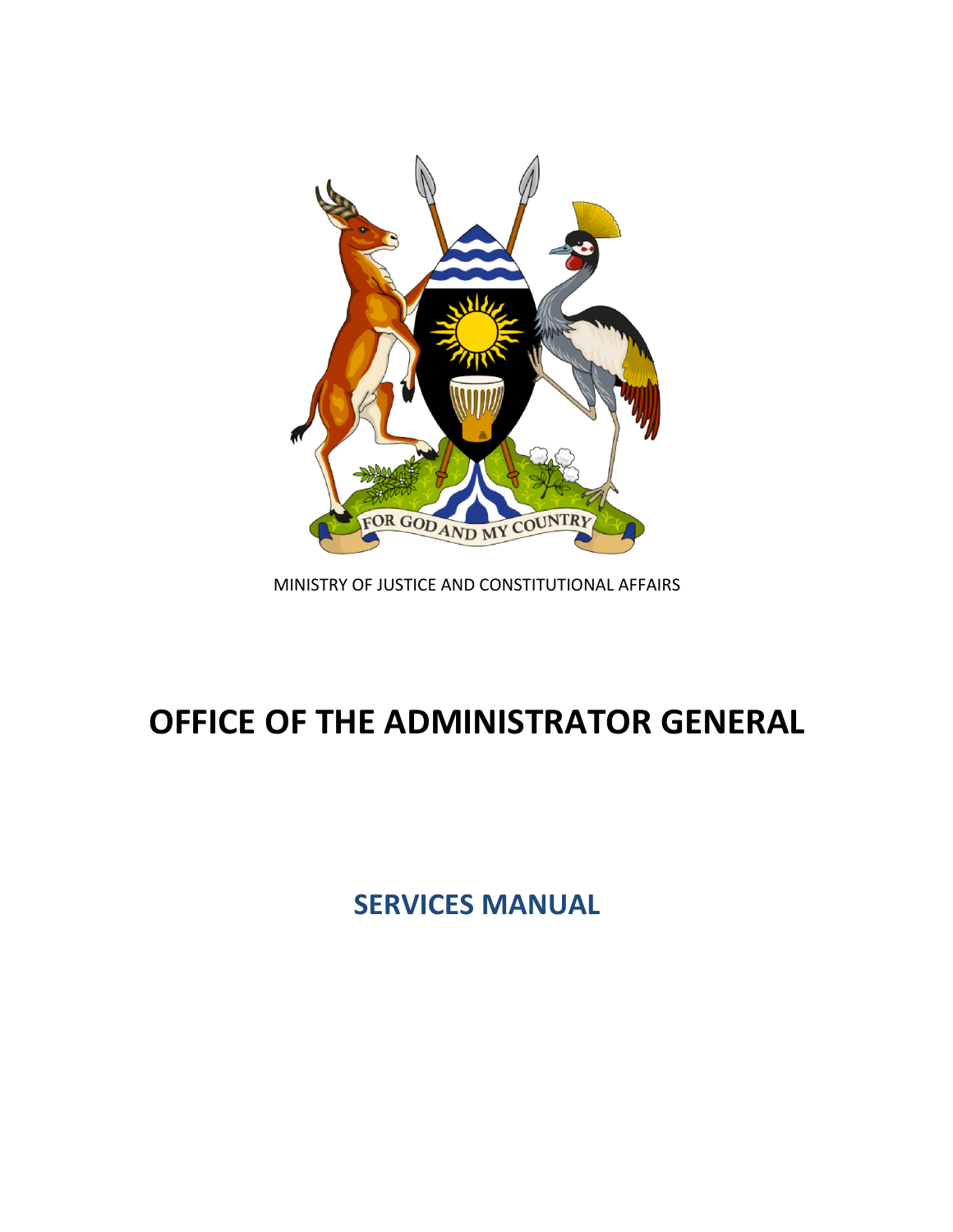MINISTRY OF JUSTICE AND CONSTITUTIONAL AFFAIRS

# OFFICE OF THE ADMINISTRATOR GENERAL

## SERVICES MANUAL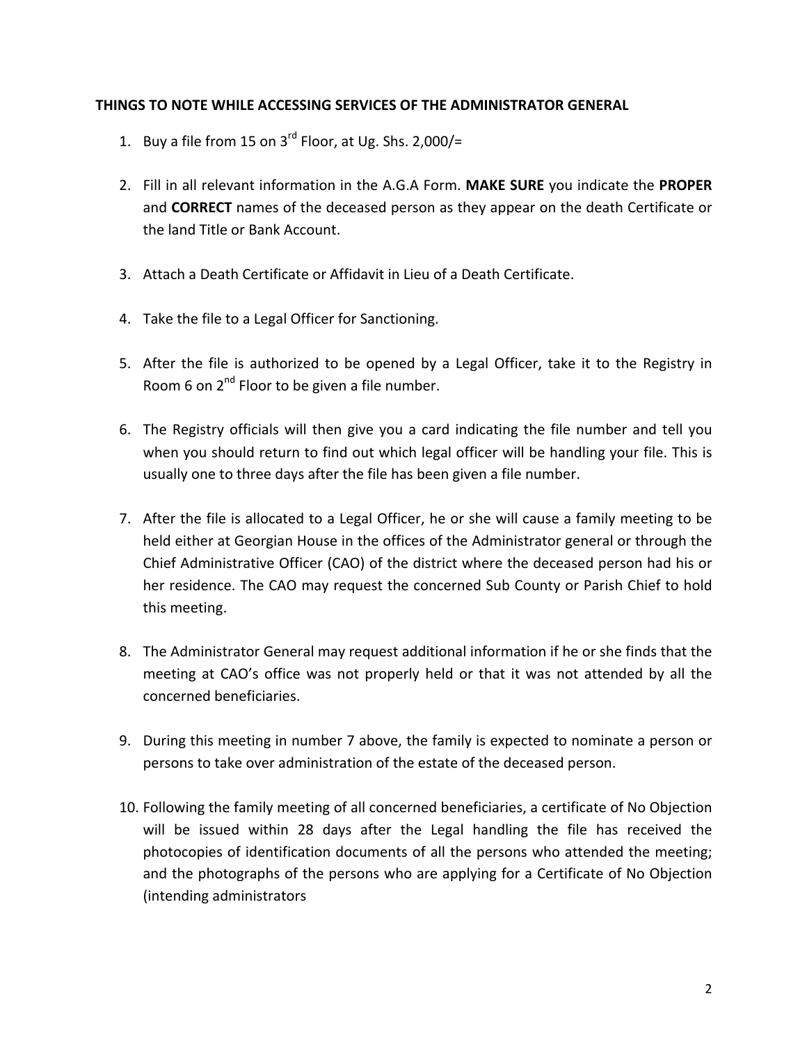**THINGS TO NOTE WHILE ACCESSING SERVICES OF THE ADMINISTRATOR GENERAL**

1. Buy a file from 15 on 3rd Floor, at Ug. Shs. 2,000/=
2. Fill in all relevant information in the A.G.A Form. **MAKE SURE** you indicate the **PROPER** and **CORRECT** names of the deceased person as they appear on the death Certificate or the land Title or Bank Account.
3. Attach a Death Certificate or Affidavit in Lieu of a Death Certificate.
4. Take the file to a Legal Officer for Sanctioning.
5. After the file is authorized to be opened by a Legal Officer, take it to the Registry in Room 6 on 2nd Floor to be given a file number.
6. The Registry officials will then give you a card indicating the file number and tell you when you should return to find out which legal officer will be handling your file. This is usually one to three days after the file has been given a file number.
7. After the file is allocated to a Legal Officer, he or she will cause a family meeting to be held either at Georgian House in the offices of the Administrator general or through the Chief Administrative Officer (CAO) of the district where the deceased person had his or her residence. The CAO may request the concerned Sub County or Parish Chief to hold this meeting.
8. The Administrator General may request additional information if he or she finds that the meeting at CAO's office was not properly held or that it was not attended by all the concerned beneficiaries.
9. During this meeting in number 7 above, the family is expected to nominate a person or persons to take over administration of the estate of the deceased person.
10. Following the family meeting of all concerned beneficiaries, a certificate of No Objection will be issued within 28 days after the Legal handling the file has received the photocopies of identification documents of all the persons who attended the meeting; and the photographs of the persons who are applying for a Certificate of No Objection (intending administrators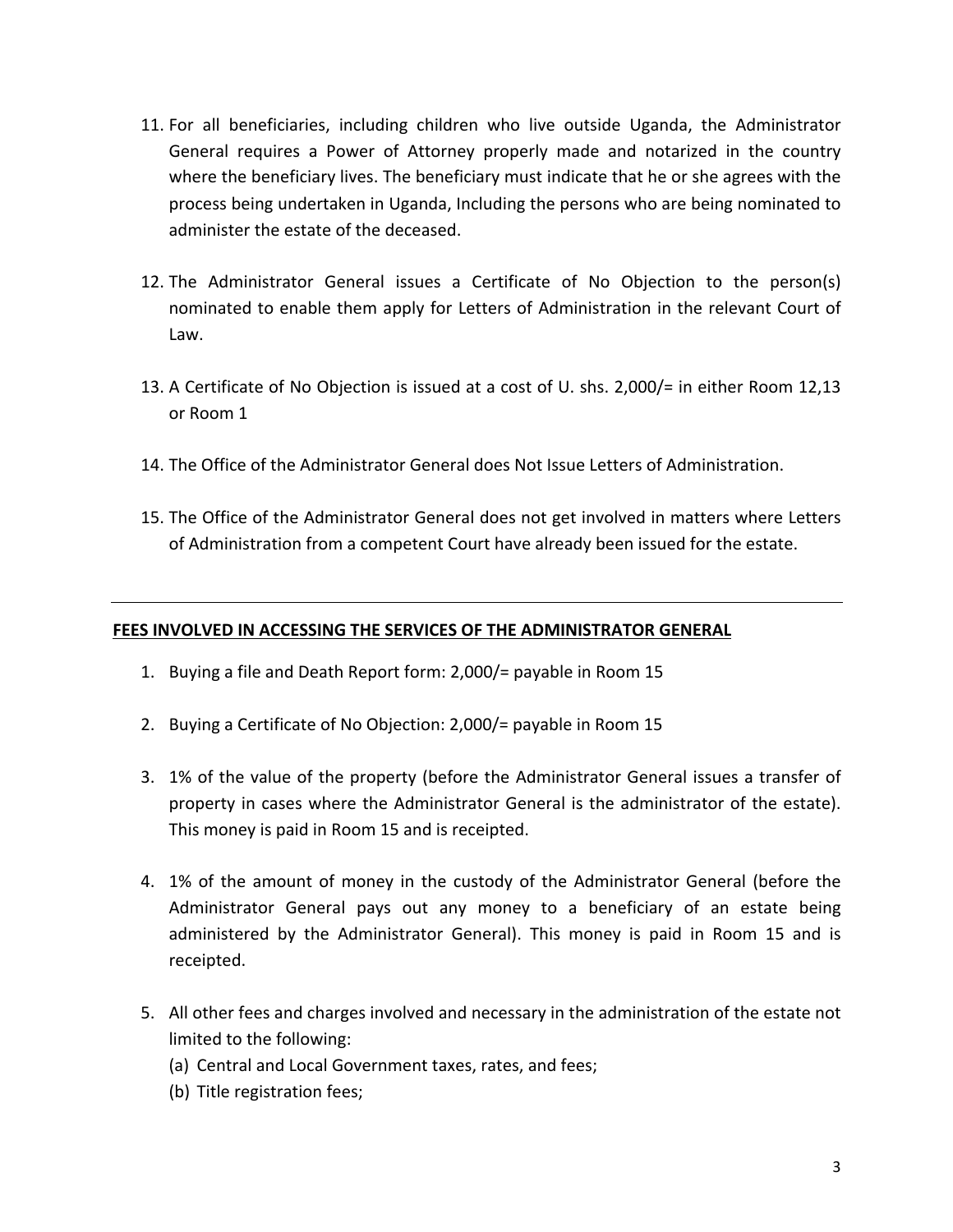11. For all beneficiaries, including children who live outside Uganda, the Administrator General requires a Power of Attorney properly made and notarized in the country where the beneficiary lives. The beneficiary must indicate that he or she agrees with the process being undertaken in Uganda, Including the persons who are being nominated to administer the estate of the deceased.

12. The Administrator General issues a Certificate of No Objection to the person(s) nominated to enable them apply for Letters of Administration in the relevant Court of Law.

13. A Certificate of No Objection is issued at a cost of U. shs. 2,000/= in either Room 12,13 or Room 1

14. The Office of the Administrator General does Not Issue Letters of Administration.

15. The Office of the Administrator General does not get involved in matters where Letters of Administration from a competent Court have already been issued for the estate.

---

**<u>FEES INVOLVED IN ACCESSING THE SERVICES OF THE ADMINISTRATOR GENERAL</u>**

1. Buying a file and Death Report form: 2,000/= payable in Room 15

2. Buying a Certificate of No Objection: 2,000/= payable in Room 15

3. 1% of the value of the property (before the Administrator General issues a transfer of property in cases where the Administrator General is the administrator of the estate). This money is paid in Room 15 and is receipted.

4. 1% of the amount of money in the custody of the Administrator General (before the Administrator General pays out any money to a beneficiary of an estate being administered by the Administrator General). This money is paid in Room 15 and is receipted.

5. All other fees and charges involved and necessary in the administration of the estate not limited to the following:
   (a) Central and Local Government taxes, rates, and fees;
   (b) Title registration fees;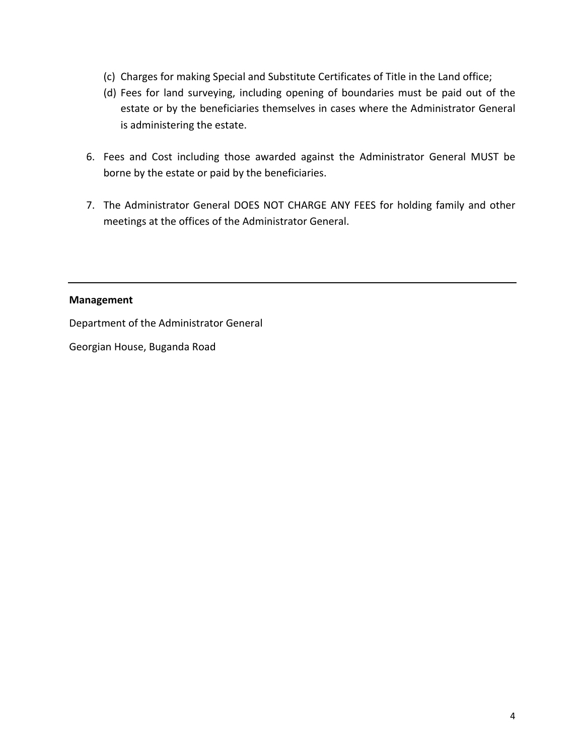(c) Charges for making Special and Substitute Certificates of Title in the Land office;

(d) Fees for land surveying, including opening of boundaries must be paid out of the estate or by the beneficiaries themselves in cases where the Administrator General is administering the estate.

6. Fees and Cost including those awarded against the Administrator General MUST be borne by the estate or paid by the beneficiaries.

7. The Administrator General DOES NOT CHARGE ANY FEES for holding family and other meetings at the offices of the Administrator General.

---

**Management**

Department of the Administrator General

Georgian House, Buganda Road